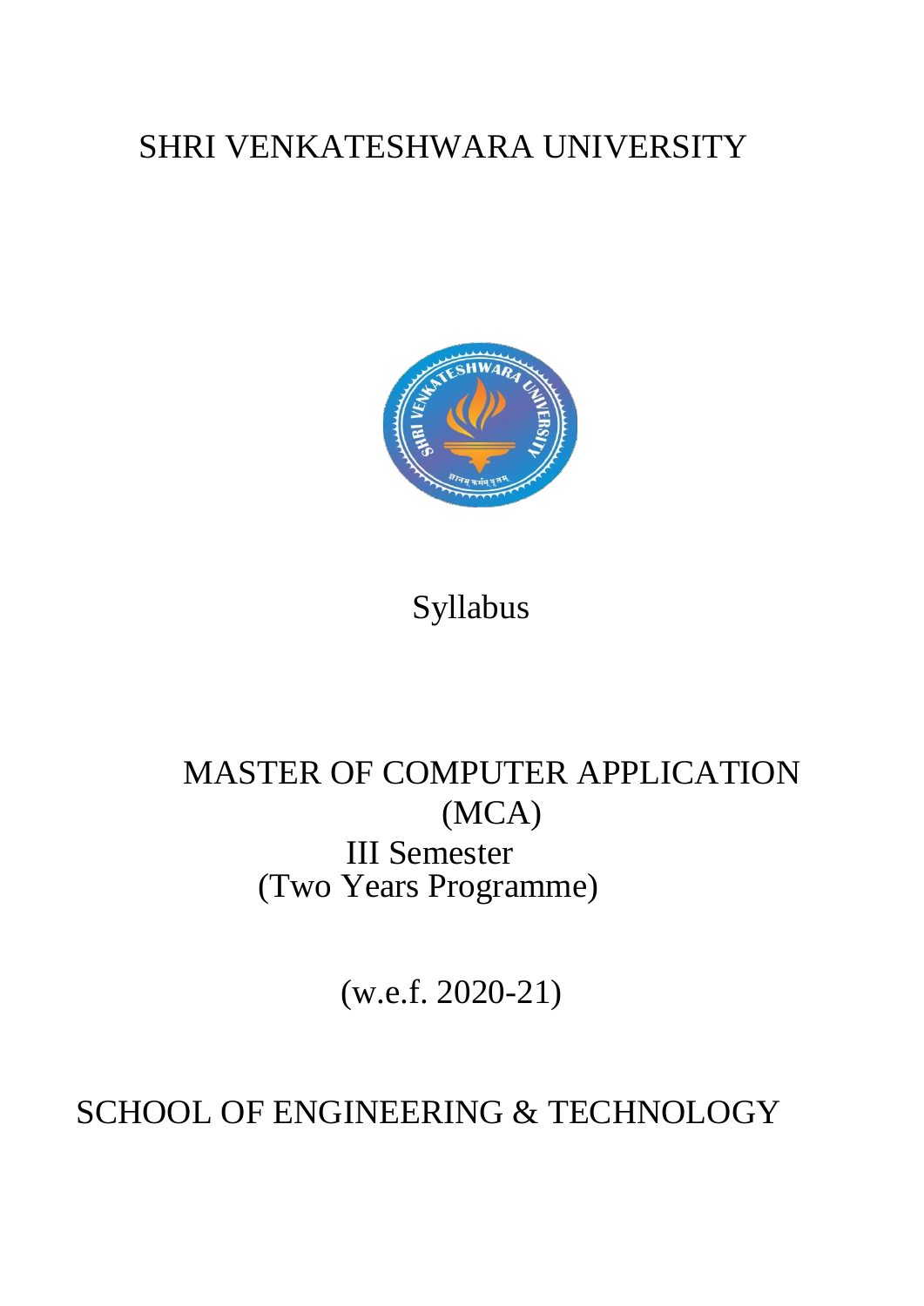# SHRI VENKATESHWARA UNIVERSITY

## Syllabus

## MASTER OF COMPUTER APPLICATION (MCA)

### III Semester
### (Two Years Programme)

(w.e.f. 2020-21)

## SCHOOL OF ENGINEERING & TECHNOLOGY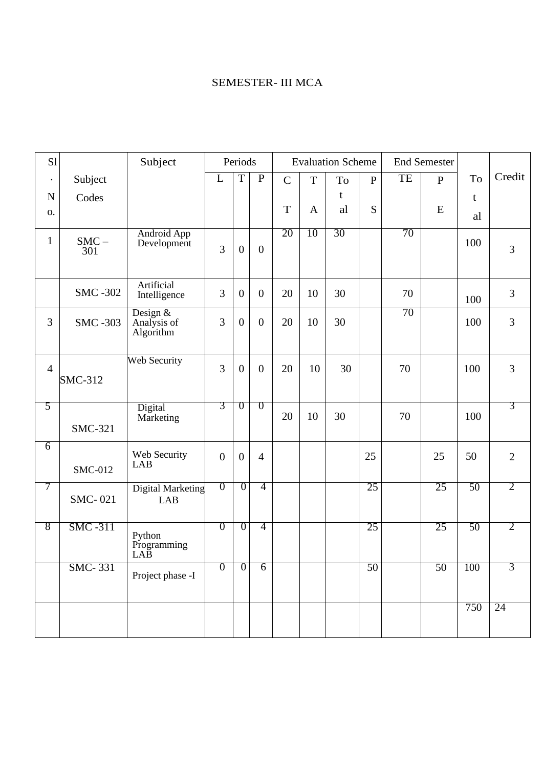# SEMESTER- III MCA

| Sl. No. | Subject Codes | Subject | Periods | | | Evaluation Scheme | | | | End Semester | | Total | Credit |
|---|---|---|---|---|---|---|---|---|---|---|---|---|---|
| | | | L | T | P | CT | TA | Total | PS | TE | PE | | |
| 1 | SMC – 301 | Android App Development | 3 | 0 | 0 | 20 | 10 | 30 | | 70 | | 100 | 3 |
| | SMC -302 | Artificial Intelligence | 3 | 0 | 0 | 20 | 10 | 30 | | 70 | | 100 | 3 |
| 3 | SMC -303 | Design & Analysis of Algorithm | 3 | 0 | 0 | 20 | 10 | 30 | | 70 | | 100 | 3 |
| 4 | SMC-312 | Web Security | 3 | 0 | 0 | 20 | 10 | 30 | | 70 | | 100 | 3 |
| 5 | SMC-321 | Digital Marketing | 3 | 0 | 0 | 20 | 10 | 30 | | 70 | | 100 | 3 |
| 6 | SMC-012 | Web Security LAB | 0 | 0 | 4 | | | | 25 | | 25 | 50 | 2 |
| 7 | SMC- 021 | Digital Marketing LAB | 0 | 0 | 4 | | | | 25 | | 25 | 50 | 2 |
| 8 | SMC -311 | Python Programming LAB | 0 | 0 | 4 | | | | 25 | | 25 | 50 | 2 |
| | SMC- 331 | Project phase -I | 0 | 0 | 6 | | | | 50 | | 50 | 100 | 3 |
| | | | | | | | | | | | | 750 | 24 |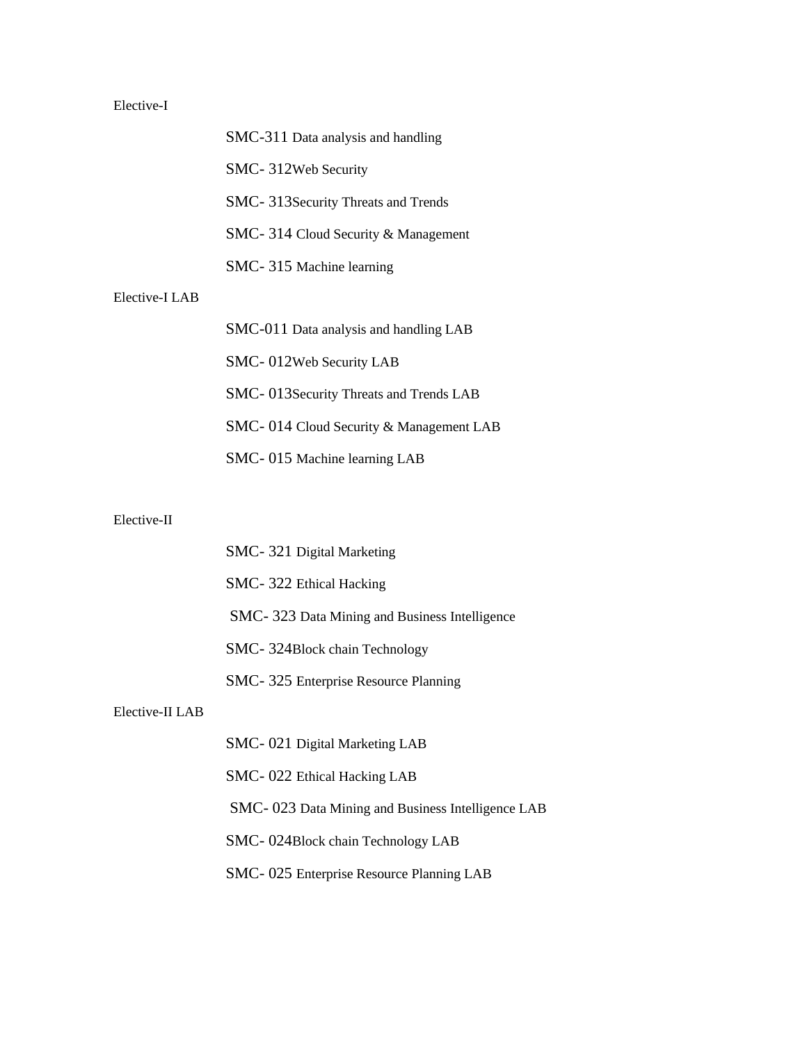Elective-I

SMC-311 Data analysis and handling

SMC- 312Web Security

SMC- 313Security Threats and Trends

SMC- 314 Cloud Security & Management

SMC- 315 Machine learning

Elective-I LAB

SMC-011 Data analysis and handling LAB

SMC- 012Web Security LAB

SMC- 013Security Threats and Trends LAB

SMC- 014 Cloud Security & Management LAB

SMC- 015 Machine learning LAB

Elective-II

SMC- 321 Digital Marketing

SMC- 322 Ethical Hacking

SMC- 323 Data Mining and Business Intelligence

SMC- 324Block chain Technology

SMC- 325 Enterprise Resource Planning

Elective-II LAB

SMC- 021 Digital Marketing LAB

SMC- 022 Ethical Hacking LAB

SMC- 023 Data Mining and Business Intelligence LAB

SMC- 024Block chain Technology LAB

SMC- 025 Enterprise Resource Planning LAB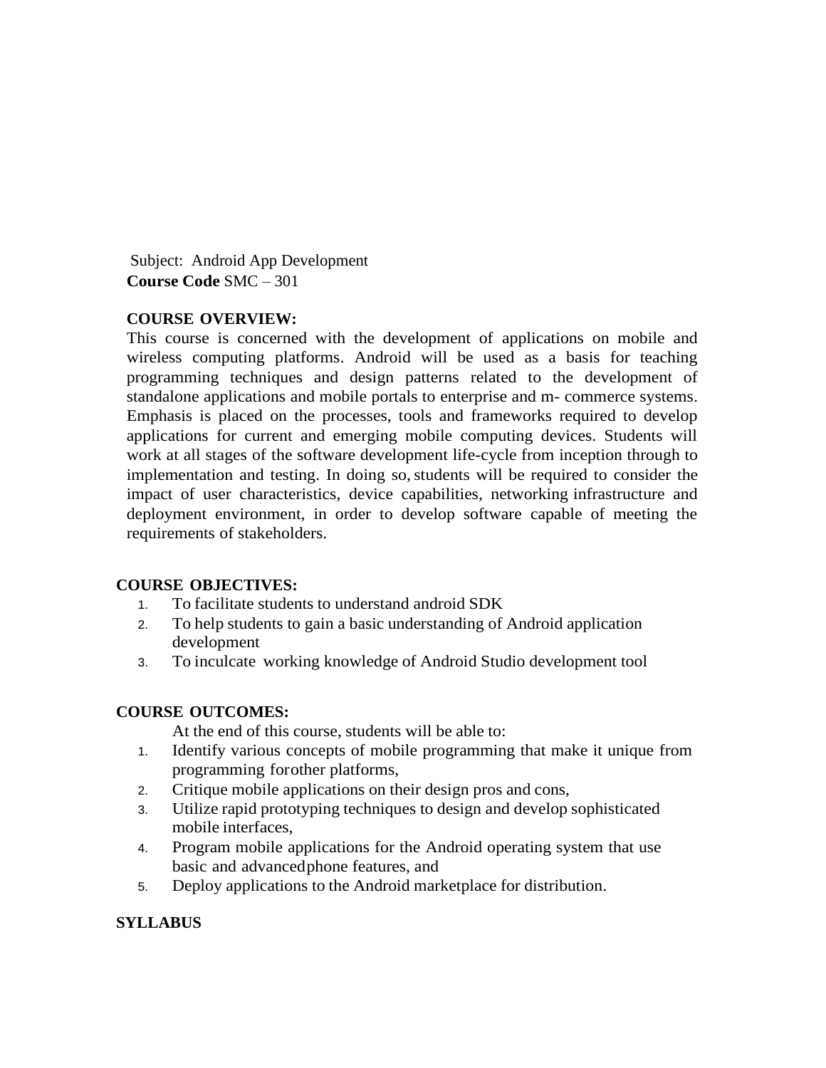Subject: Android App Development

**Course Code** SMC – 301

**COURSE OVERVIEW:**

This course is concerned with the development of applications on mobile and wireless computing platforms. Android will be used as a basis for teaching programming techniques and design patterns related to the development of standalone applications and mobile portals to enterprise and m- commerce systems. Emphasis is placed on the processes, tools and frameworks required to develop applications for current and emerging mobile computing devices. Students will work at all stages of the software development life-cycle from inception through to implementation and testing. In doing so, students will be required to consider the impact of user characteristics, device capabilities, networking infrastructure and deployment environment, in order to develop software capable of meeting the requirements of stakeholders.

**COURSE OBJECTIVES:**

1. To facilitate students to understand android SDK
2. To help students to gain a basic understanding of Android application development
3. To inculcate working knowledge of Android Studio development tool

**COURSE OUTCOMES:**

At the end of this course, students will be able to:

1. Identify various concepts of mobile programming that make it unique from programming for other platforms,
2. Critique mobile applications on their design pros and cons,
3. Utilize rapid prototyping techniques to design and develop sophisticated mobile interfaces,
4. Program mobile applications for the Android operating system that use basic and advanced phone features, and
5. Deploy applications to the Android marketplace for distribution.

**SYLLABUS**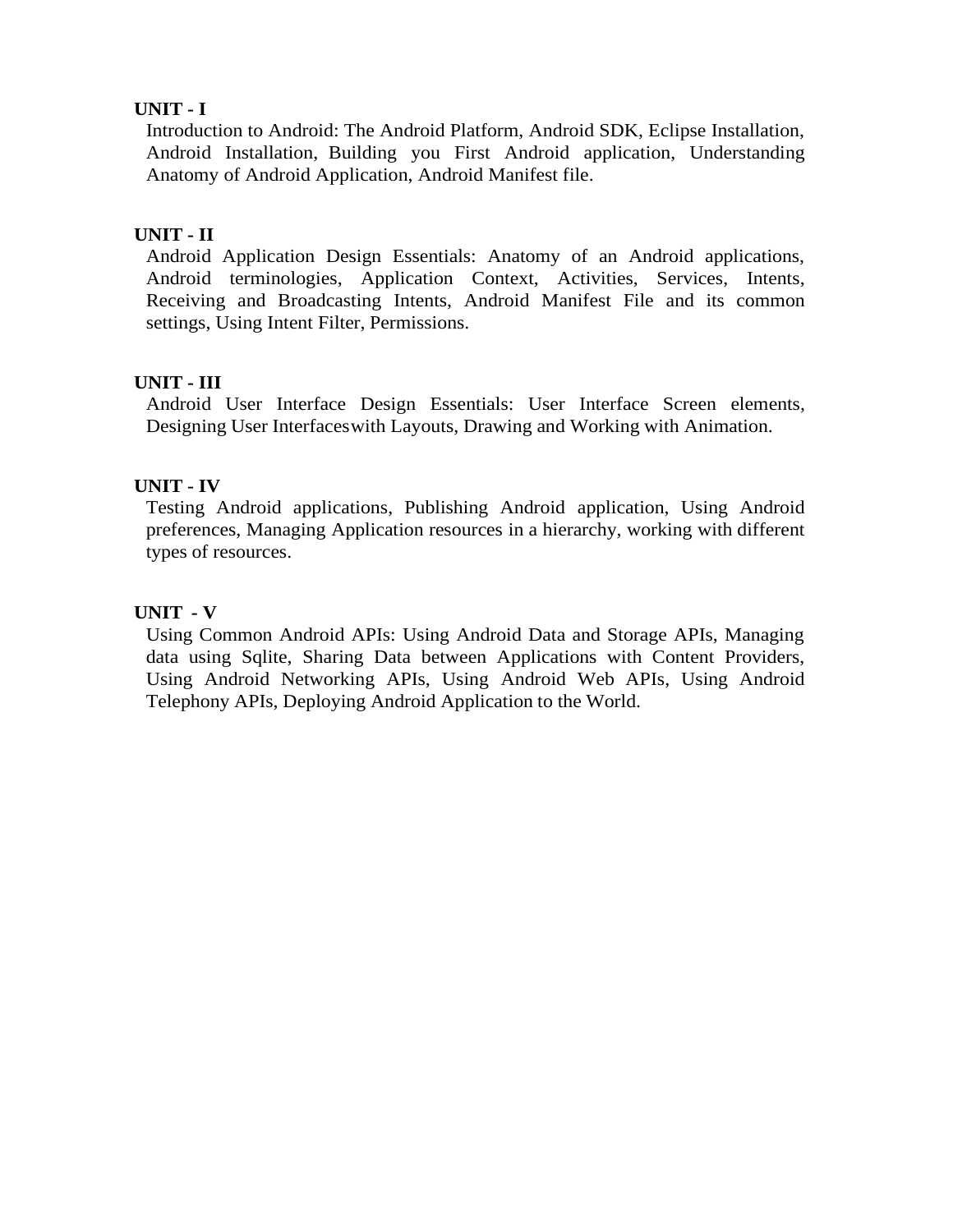**UNIT - I**

Introduction to Android: The Android Platform, Android SDK, Eclipse Installation, Android Installation, Building you First Android application, Understanding Anatomy of Android Application, Android Manifest file.

**UNIT - II**

Android Application Design Essentials: Anatomy of an Android applications, Android terminologies, Application Context, Activities, Services, Intents, Receiving and Broadcasting Intents, Android Manifest File and its common settings, Using Intent Filter, Permissions.

**UNIT - III**

Android User Interface Design Essentials: User Interface Screen elements, Designing User Interfaceswith Layouts, Drawing and Working with Animation.

**UNIT - IV**

Testing Android applications, Publishing Android application, Using Android preferences, Managing Application resources in a hierarchy, working with different types of resources.

**UNIT - V**

Using Common Android APIs: Using Android Data and Storage APIs, Managing data using Sqlite, Sharing Data between Applications with Content Providers, Using Android Networking APIs, Using Android Web APIs, Using Android Telephony APIs, Deploying Android Application to the World.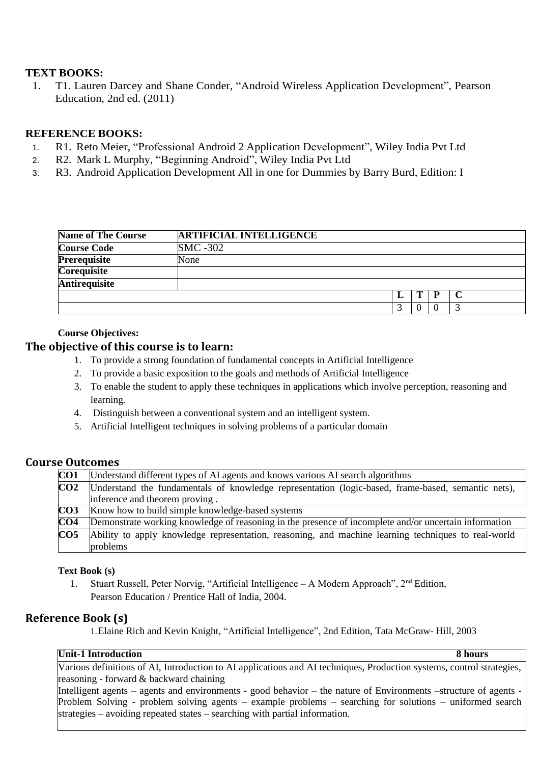**TEXT BOOKS:**

1. T1. Lauren Darcey and Shane Conder, "Android Wireless Application Development", Pearson Education, 2nd ed. (2011)

**REFERENCE BOOKS:**

1. R1. Reto Meier, "Professional Android 2 Application Development", Wiley India Pvt Ltd
2. R2. Mark L Murphy, "Beginning Android", Wiley India Pvt Ltd
3. R3. Android Application Development All in one for Dummies by Barry Burd, Edition: I

| **Name of The Course** | **ARTIFICIAL INTELLIGENCE** | | | | |
|---|---|---|---|---|---|
| **Course Code** | SMC -302 | | | | |
| **Prerequisite** | None | | | | |
| **Corequisite** | | | | | |
| **Antirequisite** | | | | | |
| | | **L** | **T** | **P** | **C** |
| | | 3 | 0 | 0 | 3 |

**Course Objectives:**

## The objective of this course is to learn:

1. To provide a strong foundation of fundamental concepts in Artificial Intelligence
2. To provide a basic exposition to the goals and methods of Artificial Intelligence
3. To enable the student to apply these techniques in applications which involve perception, reasoning and learning.
4. Distinguish between a conventional system and an intelligent system.
5. Artificial Intelligent techniques in solving problems of a particular domain

## Course Outcomes

| | |
|---|---|
| **CO1** | Understand different types of AI agents and knows various AI search algorithms |
| **CO2** | Understand the fundamentals of knowledge representation (logic-based, frame-based, semantic nets), inference and theorem proving . |
| **CO3** | Know how to build simple knowledge-based systems |
| **CO4** | Demonstrate working knowledge of reasoning in the presence of incomplete and/or uncertain information |
| **CO5** | Ability to apply knowledge representation, reasoning, and machine learning techniques to real-world problems |

**Text Book (s)**

1. Stuart Russell, Peter Norvig, "Artificial Intelligence – A Modern Approach", 2nd Edition, Pearson Education / Prentice Hall of India, 2004.

## Reference Book (s)

1. Elaine Rich and Kevin Knight, "Artificial Intelligence", 2nd Edition, Tata McGraw- Hill, 2003

| **Unit-1 Introduction** | **8 hours** |
|---|---|
| Various definitions of AI, Introduction to AI applications and AI techniques, Production systems, control strategies, reasoning - forward & backward chaining<br>Intelligent agents – agents and environments - good behavior – the nature of Environments –structure of agents - Problem Solving - problem solving agents – example problems – searching for solutions – uniformed search strategies – avoiding repeated states – searching with partial information. | |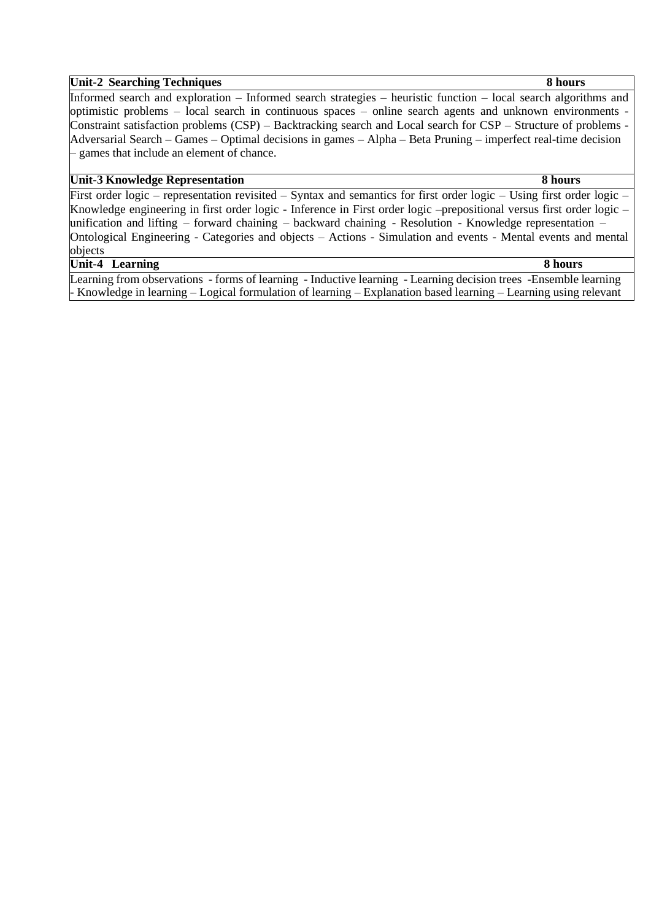| **Unit-2 Searching Techniques** | **8 hours** |
|---|---|
| Informed search and exploration – Informed search strategies – heuristic function – local search algorithms and optimistic problems – local search in continuous spaces – online search agents and unknown environments - Constraint satisfaction problems (CSP) – Backtracking search and Local search for CSP – Structure of problems - Adversarial Search – Games – Optimal decisions in games – Alpha – Beta Pruning – imperfect real-time decision – games that include an element of chance. | |
| **Unit-3 Knowledge Representation** | **8 hours** |
| First order logic – representation revisited – Syntax and semantics for first order logic – Using first order logic – Knowledge engineering in first order logic - Inference in First order logic –prepositional versus first order logic – unification and lifting – forward chaining – backward chaining - Resolution - Knowledge representation – Ontological Engineering - Categories and objects – Actions - Simulation and events - Mental events and mental objects | |
| **Unit-4 Learning** | **8 hours** |
| Learning from observations - forms of learning - Inductive learning - Learning decision trees -Ensemble learning - Knowledge in learning – Logical formulation of learning – Explanation based learning – Learning using relevant | |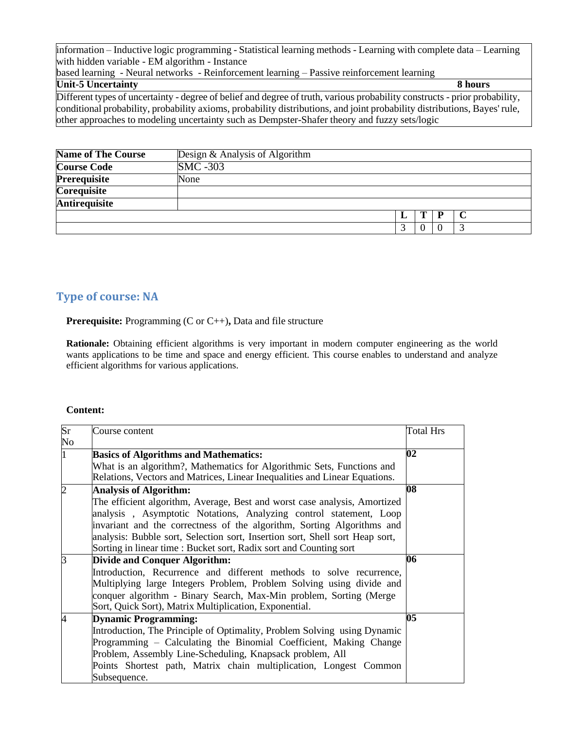| information – Inductive logic programming - Statistical learning methods - Learning with complete data – Learning with hidden variable - EM algorithm - Instance based learning - Neural networks - Reinforcement learning – Passive reinforcement learning | |
|---|---|
| **Unit-5 Uncertainty** | **8 hours** |
| Different types of uncertainty - degree of belief and degree of truth, various probability constructs - prior probability, conditional probability, probability axioms, probability distributions, and joint probability distributions, Bayes' rule, other approaches to modeling uncertainty such as Dempster-Shafer theory and fuzzy sets/logic | |

| **Name of The Course** | Design & Analysis of Algorithm | | | | |
|---|---|---|---|---|---|
| **Course Code** | SMC -303 | | | | |
| **Prerequisite** | None | | | | |
| **Corequisite** | | | | | |
| **Antirequisite** | | | | | |
| | | **L** | **T** | **P** | **C** |
| | | 3 | 0 | 0 | 3 |

## Type of course: NA

**Prerequisite:** Programming (C or C++)**,** Data and file structure

**Rationale:** Obtaining efficient algorithms is very important in modern computer engineering as the world wants applications to be time and space and energy efficient. This course enables to understand and analyze efficient algorithms for various applications.

**Content:**

| Sr No | Course content | Total Hrs |
|---|---|---|
| 1 | **Basics of Algorithms and Mathematics:** What is an algorithm?, Mathematics for Algorithmic Sets, Functions and Relations, Vectors and Matrices, Linear Inequalities and Linear Equations. | **02** |
| 2 | **Analysis of Algorithm:** The efficient algorithm, Average, Best and worst case analysis, Amortized analysis , Asymptotic Notations, Analyzing control statement, Loop invariant and the correctness of the algorithm, Sorting Algorithms and analysis: Bubble sort, Selection sort, Insertion sort, Shell sort Heap sort, Sorting in linear time : Bucket sort, Radix sort and Counting sort | **08** |
| 3 | **Divide and Conquer Algorithm:** Introduction, Recurrence and different methods to solve recurrence, Multiplying large Integers Problem, Problem Solving using divide and conquer algorithm - Binary Search, Max-Min problem, Sorting (Merge Sort, Quick Sort), Matrix Multiplication, Exponential. | **06** |
| 4 | **Dynamic Programming:** Introduction, The Principle of Optimality, Problem Solving using Dynamic Programming – Calculating the Binomial Coefficient, Making Change Problem, Assembly Line-Scheduling, Knapsack problem, All Points Shortest path, Matrix chain multiplication, Longest Common Subsequence. | **05** |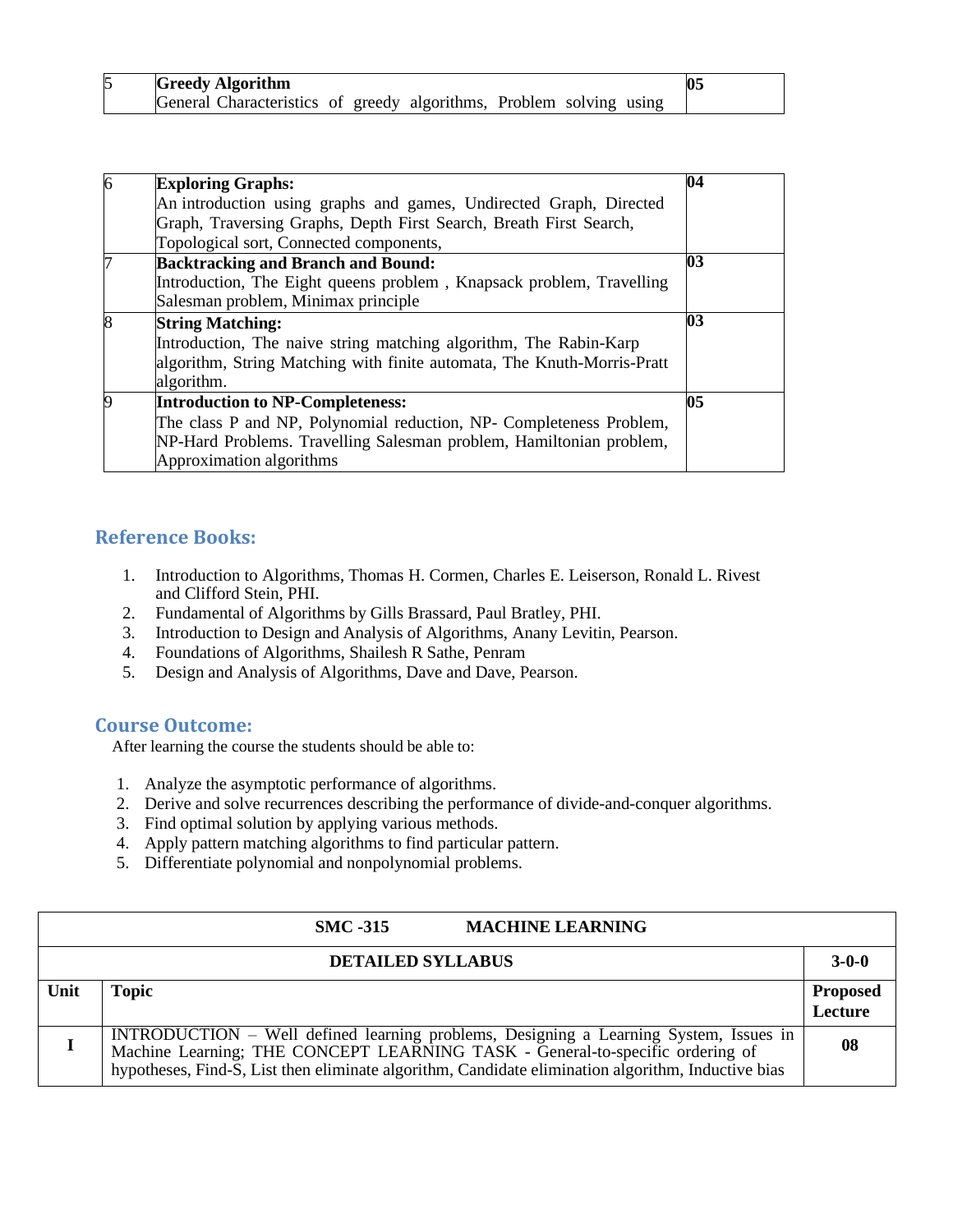| | | |
|---|---|---|
| 5 | **Greedy Algorithm**<br>General Characteristics of greedy algorithms, Problem solving using | **05** |

| | | |
|---|---|---|
| 6 | **Exploring Graphs:**<br>An introduction using graphs and games, Undirected Graph, Directed Graph, Traversing Graphs, Depth First Search, Breath First Search, Topological sort, Connected components, | **04** |
| 7 | **Backtracking and Branch and Bound:**<br>Introduction, The Eight queens problem , Knapsack problem, Travelling Salesman problem, Minimax principle | **03** |
| 8 | **String Matching:**<br>Introduction, The naive string matching algorithm, The Rabin-Karp algorithm, String Matching with finite automata, The Knuth-Morris-Pratt algorithm. | **03** |
| 9 | **Introduction to NP-Completeness:**<br>The class P and NP, Polynomial reduction, NP- Completeness Problem, NP-Hard Problems. Travelling Salesman problem, Hamiltonian problem, Approximation algorithms | **05** |

## Reference Books:

1. Introduction to Algorithms, Thomas H. Cormen, Charles E. Leiserson, Ronald L. Rivest and Clifford Stein, PHI.
2. Fundamental of Algorithms by Gills Brassard, Paul Bratley, PHI.
3. Introduction to Design and Analysis of Algorithms, Anany Levitin, Pearson.
4. Foundations of Algorithms, Shailesh R Sathe, Penram
5. Design and Analysis of Algorithms, Dave and Dave, Pearson.

## Course Outcome:

After learning the course the students should be able to:

1. Analyze the asymptotic performance of algorithms.
2. Derive and solve recurrences describing the performance of divide-and-conquer algorithms.
3. Find optimal solution by applying various methods.
4. Apply pattern matching algorithms to find particular pattern.
5. Differentiate polynomial and nonpolynomial problems.

| **SMC -315 MACHINE LEARNING** | | |
|---|---|---|
| **DETAILED SYLLABUS** | | **3-0-0** |
| **Unit** | **Topic** | **Proposed Lecture** |
| **I** | INTRODUCTION – Well defined learning problems, Designing a Learning System, Issues in Machine Learning; THE CONCEPT LEARNING TASK - General-to-specific ordering of hypotheses, Find-S, List then eliminate algorithm, Candidate elimination algorithm, Inductive bias | **08** |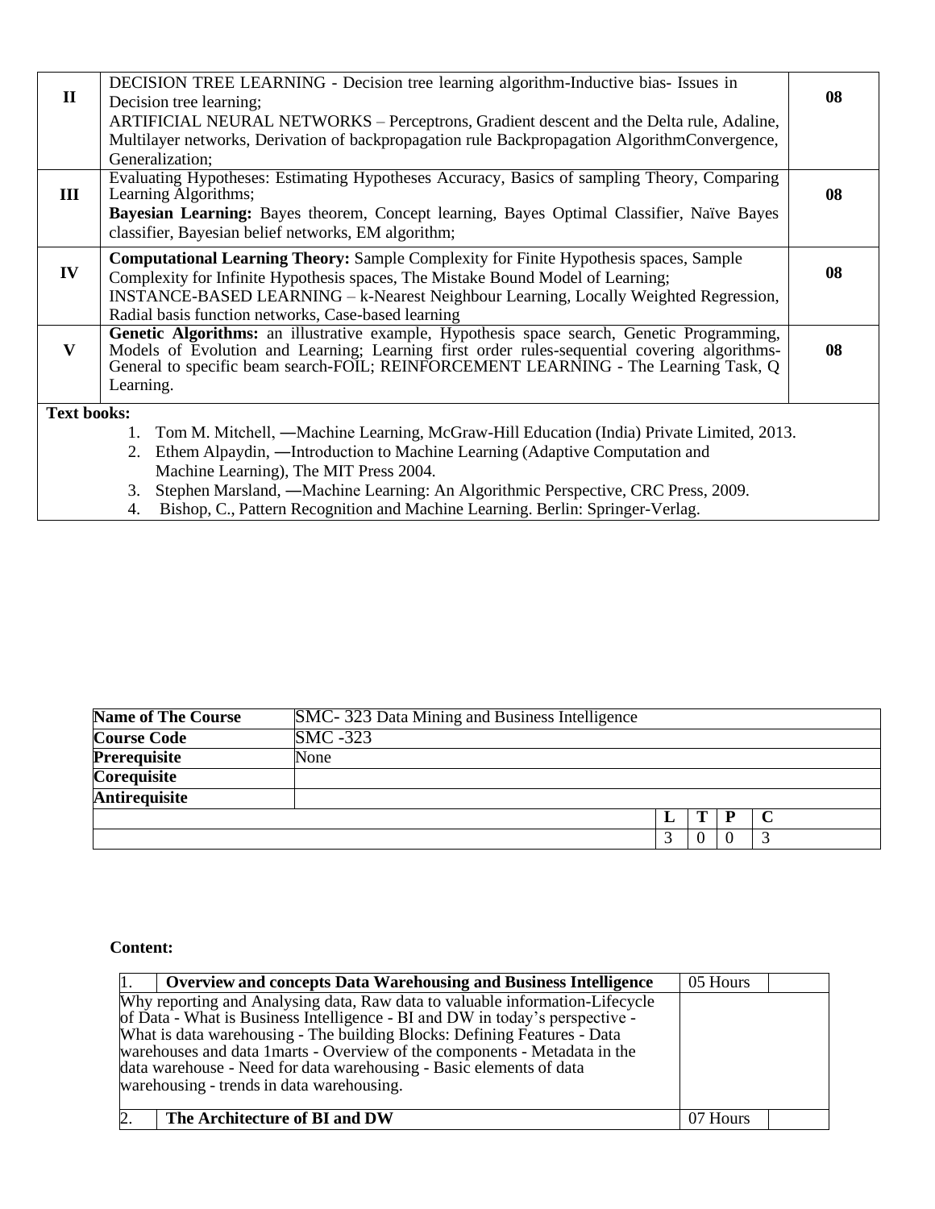| | | |
|---|---|---|
| **II** | DECISION TREE LEARNING - Decision tree learning algorithm-Inductive bias- Issues in Decision tree learning; ARTIFICIAL NEURAL NETWORKS – Perceptrons, Gradient descent and the Delta rule, Adaline, Multilayer networks, Derivation of backpropagation rule Backpropagation AlgorithmConvergence, Generalization; | **08** |
| **III** | Evaluating Hypotheses: Estimating Hypotheses Accuracy, Basics of sampling Theory, Comparing Learning Algorithms; **Bayesian Learning:** Bayes theorem, Concept learning, Bayes Optimal Classifier, Naïve Bayes classifier, Bayesian belief networks, EM algorithm; | **08** |
| **IV** | **Computational Learning Theory:** Sample Complexity for Finite Hypothesis spaces, Sample Complexity for Infinite Hypothesis spaces, The Mistake Bound Model of Learning; INSTANCE-BASED LEARNING – k-Nearest Neighbour Learning, Locally Weighted Regression, Radial basis function networks, Case-based learning | **08** |
| **V** | **Genetic Algorithms:** an illustrative example, Hypothesis space search, Genetic Programming, Models of Evolution and Learning; Learning first order rules-sequential covering algorithms-General to specific beam search-FOIL; REINFORCEMENT LEARNING - The Learning Task, Q Learning. | **08** |

**Text books:**

1. Tom M. Mitchell, ―Machine Learning, McGraw-Hill Education (India) Private Limited, 2013.
2. Ethem Alpaydin, ―Introduction to Machine Learning (Adaptive Computation and Machine Learning), The MIT Press 2004.
3. Stephen Marsland, ―Machine Learning: An Algorithmic Perspective, CRC Press, 2009.
4. Bishop, C., Pattern Recognition and Machine Learning. Berlin: Springer-Verlag.

| | | | | | |
|---|---|---|---|---|---|
| **Name of The Course** | SMC- 323 Data Mining and Business Intelligence | | | | |
| **Course Code** | SMC -323 | | | | |
| **Prerequisite** | None | | | | |
| **Corequisite** | | | | | |
| **Antirequisite** | | | | | |
| | | **L** | **T** | **P** | **C** |
| | | 3 | 0 | 0 | 3 |

**Content:**

| | | | |
|---|---|---|---|
| 1. | **Overview and concepts Data Warehousing and Business Intelligence** | 05 Hours | |
| Why reporting and Analysing data, Raw data to valuable information-Lifecycle of Data - What is Business Intelligence - BI and DW in today's perspective - What is data warehousing - The building Blocks: Defining Features - Data warehouses and data 1marts - Overview of the components - Metadata in the data warehouse - Need for data warehousing - Basic elements of data warehousing - trends in data warehousing. | | | |
| 2. | **The Architecture of BI and DW** | 07 Hours | |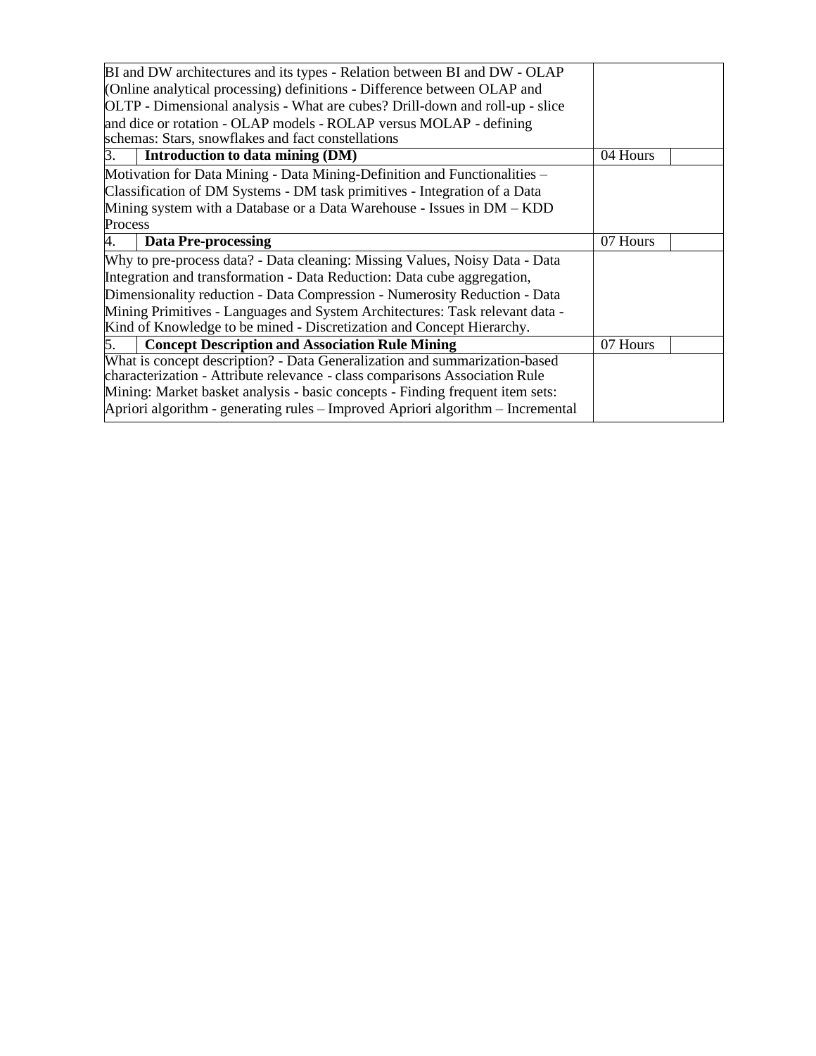| | | | |
|---|---|---|---|
| BI and DW architectures and its types - Relation between BI and DW - OLAP (Online analytical processing) definitions - Difference between OLAP and OLTP - Dimensional analysis - What are cubes? Drill-down and roll-up - slice and dice or rotation - OLAP models - ROLAP versus MOLAP - defining schemas: Stars, snowflakes and fact constellations | | | |
| 3. | **Introduction to data mining (DM)** | 04 Hours | |
| Motivation for Data Mining - Data Mining-Definition and Functionalities – Classification of DM Systems - DM task primitives - Integration of a Data Mining system with a Database or a Data Warehouse - Issues in DM – KDD Process | | | |
| 4. | **Data Pre-processing** | 07 Hours | |
| Why to pre-process data? - Data cleaning: Missing Values, Noisy Data - Data Integration and transformation - Data Reduction: Data cube aggregation, Dimensionality reduction - Data Compression - Numerosity Reduction - Data Mining Primitives - Languages and System Architectures: Task relevant data - Kind of Knowledge to be mined - Discretization and Concept Hierarchy. | | | |
| 5. | **Concept Description and Association Rule Mining** | 07 Hours | |
| What is concept description? - Data Generalization and summarization-based characterization - Attribute relevance - class comparisons Association Rule Mining: Market basket analysis - basic concepts - Finding frequent item sets: Apriori algorithm - generating rules – Improved Apriori algorithm – Incremental | | | |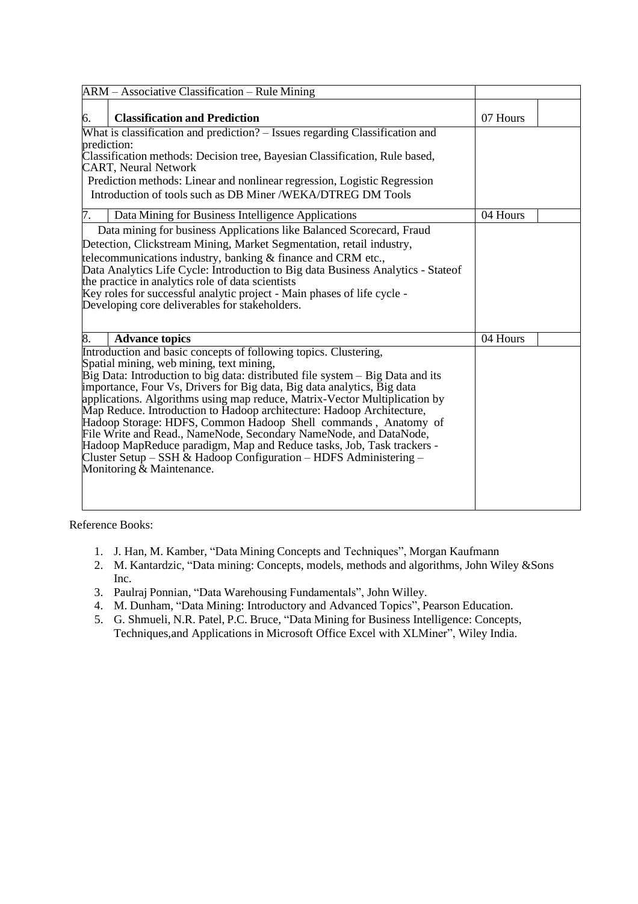| | | | |
|---|---|---|---|
| ARM – Associative Classification – Rule Mining | | | |
| 6. | **Classification and Prediction** | 07 Hours | |
| What is classification and prediction? – Issues regarding Classification and prediction:<br>Classification methods: Decision tree, Bayesian Classification, Rule based, CART, Neural Network<br>Prediction methods: Linear and nonlinear regression, Logistic Regression<br>Introduction of tools such as DB Miner /WEKA/DTREG DM Tools | | | |
| 7. | Data Mining for Business Intelligence Applications | 04 Hours | |
| Data mining for business Applications like Balanced Scorecard, Fraud Detection, Clickstream Mining, Market Segmentation, retail industry, telecommunications industry, banking & finance and CRM etc.,<br>Data Analytics Life Cycle: Introduction to Big data Business Analytics - Stateof the practice in analytics role of data scientists<br>Key roles for successful analytic project - Main phases of life cycle - Developing core deliverables for stakeholders. | | | |
| 8. | **Advance topics** | 04 Hours | |
| Introduction and basic concepts of following topics. Clustering, Spatial mining, web mining, text mining,<br>Big Data: Introduction to big data: distributed file system – Big Data and its importance, Four Vs, Drivers for Big data, Big data analytics, Big data applications. Algorithms using map reduce, Matrix-Vector Multiplication by Map Reduce. Introduction to Hadoop architecture: Hadoop Architecture, Hadoop Storage: HDFS, Common Hadoop Shell commands , Anatomy of File Write and Read., NameNode, Secondary NameNode, and DataNode, Hadoop MapReduce paradigm, Map and Reduce tasks, Job, Task trackers - Cluster Setup – SSH & Hadoop Configuration – HDFS Administering – Monitoring & Maintenance. | | | |

Reference Books:

1. J. Han, M. Kamber, "Data Mining Concepts and Techniques", Morgan Kaufmann
2. M. Kantardzic, "Data mining: Concepts, models, methods and algorithms, John Wiley &Sons Inc.
3. Paulraj Ponnian, "Data Warehousing Fundamentals", John Willey.
4. M. Dunham, "Data Mining: Introductory and Advanced Topics", Pearson Education.
5. G. Shmueli, N.R. Patel, P.C. Bruce, "Data Mining for Business Intelligence: Concepts, Techniques,and Applications in Microsoft Office Excel with XLMiner", Wiley India.